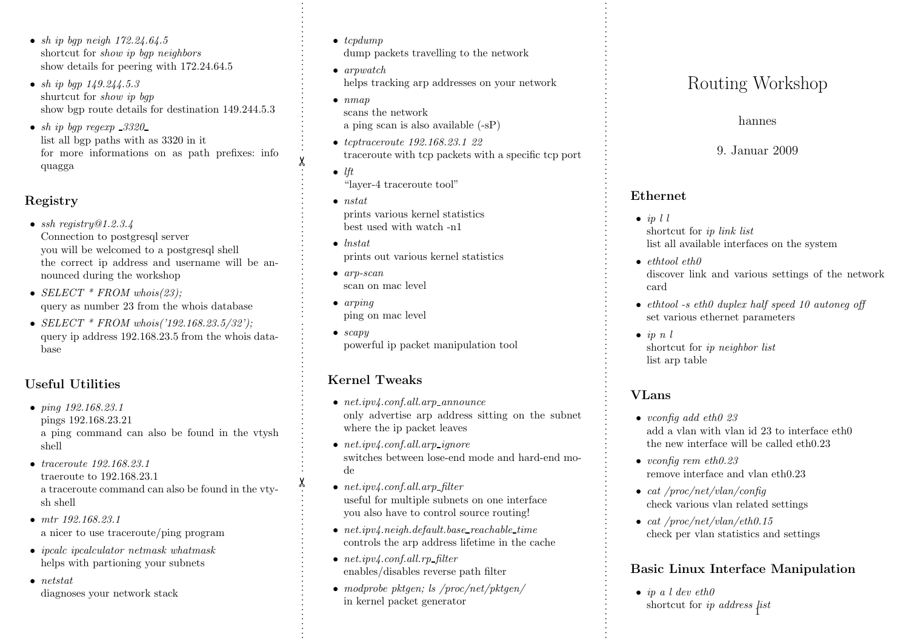# Routing Workshop

hannes

9. Januar 2009

## Ethernet

- *ip l l*
  shortcut for *ip link list*
  list all available interfaces on the system
- *ethtool eth0*
  discover link and various settings of the network card
- *ethtool -s eth0 duplex half speed 10 autoneg off*
  set various ethernet parameters
- *ip n l*
  shortcut for *ip neighbor list*
  list arp table

## VLans

- *vconfig add eth0 23*
  add a vlan with vlan id 23 to interface eth0
  the new interface will be called eth0.23
- *vconfig rem eth0.23*
  remove interface and vlan eth0.23
- *cat /proc/net/vlan/config*
  check various vlan related settings
- *cat /proc/net/vlan/eth0.15*
  check per vlan statistics and settings

## Basic Linux Interface Manipulation

- *ip a l dev eth0*
  shortcut for *ip address list*

---

- *sh ip bgp neigh 172.24.64.5*
  shortcut for *show ip bgp neighbors*
  show details for peering with 172.24.64.5
- *sh ip bgp 149.244.5.3*
  shurtcut for *show ip bgp*
  show bgp route details for destination 149.244.5.3
- *sh ip bgp regexp _3320_*
  list all bgp paths with as 3320 in it
  for more informations on as path prefixes: info quagga

## Registry

- *ssh registry@1.2.3.4*
  Connection to postgresql server
  you will be welcomed to a postgresql shell
  the correct ip address and username will be announced during the workshop
- *SELECT * FROM whois(23);*
  query as number 23 from the whois database
- *SELECT * FROM whois('192.168.23.5/32');*
  query ip address 192.168.23.5 from the whois database

## Useful Utilities

- *ping 192.168.23.1*
  pings 192.168.23.21
  a ping command can also be found in the vtysh shell
- *traceroute 192.168.23.1*
  traeroute to 192.168.23.1
  a traceroute command can also be found in the vtysh shell
- *mtr 192.168.23.1*
  a nicer to use traceroute/ping program
- *ipcalc ipcalculator netmask whatmask*
  helps with partioning your subnets
- *netstat*
  diagnoses your network stack
- *tcpdump*
  dump packets travelling to the network
- *arpwatch*
  helps tracking arp addresses on your network
- *nmap*
  scans the network
  a ping scan is also available (-sP)
- *tcptraceroute 192.168.23.1 22*
  traceroute with tcp packets with a specific tcp port
- *lft*
  "layer-4 traceroute tool"
- *nstat*
  prints various kernel statistics
  best used with watch -n1
- *lnstat*
  prints out various kernel statistics
- *arp-scan*
  scan on mac level
- *arping*
  ping on mac level
- *scapy*
  powerful ip packet manipulation tool

## Kernel Tweaks

- *net.ipv4.conf.all.arp_announce*
  only advertise arp address sitting on the subnet where the ip packet leaves
- *net.ipv4.conf.all.arp_ignore*
  switches between lose-end mode and hard-end mode
- *net.ipv4.conf.all.arp_filter*
  useful for multiple subnets on one interface
  you also have to control source routing!
- *net.ipv4.neigh.default.base_reachable_time*
  controls the arp address lifetime in the cache
- *net.ipv4.conf.all.rp_filter*
  enables/disables reverse path filter
- *modprobe pktgen; ls /proc/net/pktgen/*
  in kernel packet generator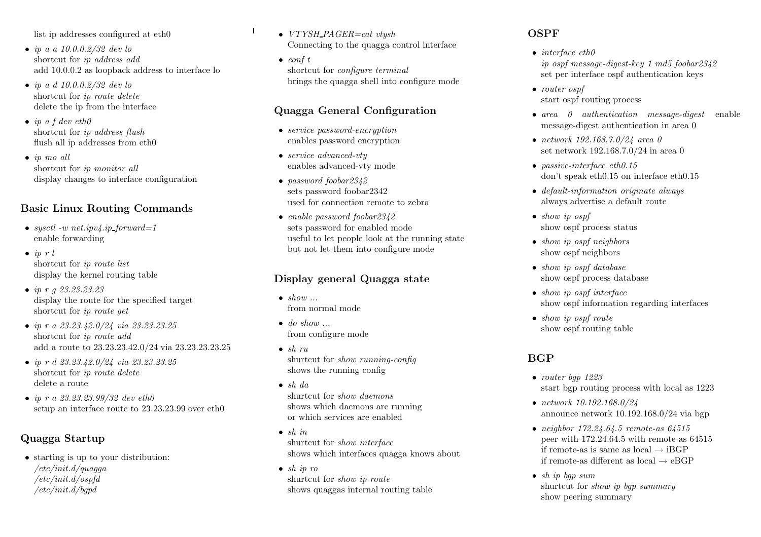list ip addresses configured at eth0

- *ip a a 10.0.0.2/32 dev lo*
  shortcut for *ip address add*
  add 10.0.0.2 as loopback address to interface lo
- *ip a d 10.0.0.2/32 dev lo*
  shortcut for *ip route delete*
  delete the ip from the interface
- *ip a f dev eth0*
  shortcut for *ip address flush*
  flush all ip addresses from eth0
- *ip mo all*
  shortcut for *ip monitor all*
  display changes to interface configuration

## Basic Linux Routing Commands

- *sysctl -w net.ipv4.ip_forward=1*
  enable forwarding
- *ip r l*
  shortcut for *ip route list*
  display the kernel routing table
- *ip r g 23.23.23.23*
  display the route for the specified target
  shortcut for *ip route get*
- *ip r a 23.23.42.0/24 via 23.23.23.25*
  shortcut for *ip route add*
  add a route to 23.23.23.42.0/24 via 23.23.23.23.25
- *ip r d 23.23.42.0/24 via 23.23.23.25*
  shortcut for *ip route delete*
  delete a route
- *ip r a 23.23.23.99/32 dev eth0*
  setup an interface route to 23.23.23.99 over eth0

## Quagga Startup

- starting is up to your distribution:
  */etc/init.d/quagga*
  */etc/init.d/ospfd*
  */etc/init.d/bgpd*

- *VTYSH_PAGER=cat vtysh*
  Connecting to the quagga control interface
- *conf t*
  shortcut for *configure terminal*
  brings the quagga shell into configure mode

## Quagga General Configuration

- *service password-encryption*
  enables password encryption
- *service advanced-vty*
  enables advanced-vty mode
- *password foobar2342*
  sets password foobar2342
  used for connection remote to zebra
- *enable password foobar2342*
  sets password for enabled mode
  useful to let people look at the running state
  but not let them into configure mode

## Display general Quagga state

- *show ...*
  from normal mode
- *do show ...*
  from configure mode
- *sh ru*
  shurtcut for *show running-config*
  shows the running config
- *sh da*
  shurtcut for *show daemons*
  shows which daemons are running
  or which services are enabled
- *sh in*
  shurtcut for *show interface*
  shows which interfaces quagga knows about
- *sh ip ro*
  shurtcut for *show ip route*
  shows quaggas internal routing table

## OSPF

- *interface eth0*
  *ip ospf message-digest-key 1 md5 foobar2342*
  set per interface ospf authentication keys
- *router ospf*
  start ospf routing process
- *area 0 authentication message-digest* enable message-digest authentication in area 0
- *network 192.168.7.0/24 area 0*
  set network 192.168.7.0/24 in area 0
- *passive-interface eth0.15*
  don't speak eth0.15 on interface eth0.15
- *default-information originate always*
  always advertise a default route
- *show ip ospf*
  show ospf process status
- *show ip ospf neighbors*
  show ospf neighbors
- *show ip ospf database*
  show ospf process database
- *show ip ospf interface*
  show ospf information regarding interfaces
- *show ip ospf route*
  show ospf routing table

## BGP

- *router bgp 1223*
  start bgp routing process with local as 1223
- *network 10.192.168.0/24*
  announce network 10.192.168.0/24 via bgp
- *neighbor 172.24.64.5 remote-as 64515*
  peer with 172.24.64.5 with remote as 64515
  if remote-as is same as local → iBGP
  if remote-as different as local → eBGP
- *sh ip bgp sum*
  shurtcut for *show ip bgp summary*
  show peering summary